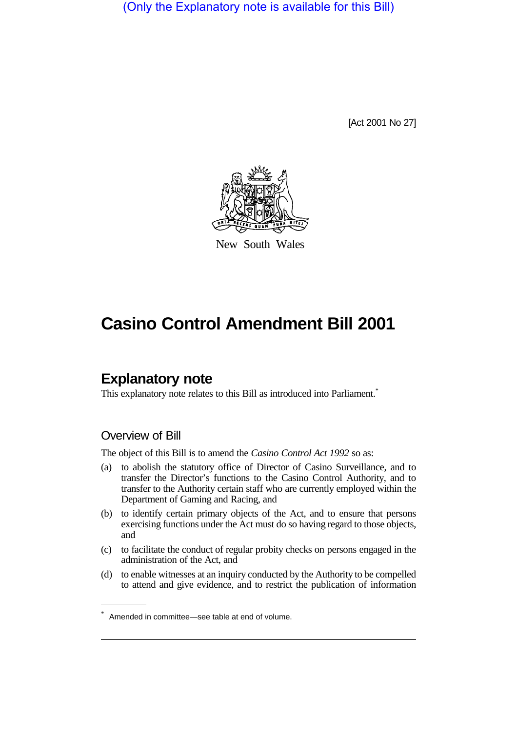(Only the Explanatory note is available for this Bill)

[Act 2001 No 27]

New South Wales

# Casino Control Amendment Bill 2001

## Explanatory note

This explanatory note relates to this Bill as introduced into Parliament.*

### Overview of Bill

The object of this Bill is to amend the *Casino Control Act 1992* so as:

(a) to abolish the statutory office of Director of Casino Surveillance, and to transfer the Director's functions to the Casino Control Authority, and to transfer to the Authority certain staff who are currently employed within the Department of Gaming and Racing, and

(b) to identify certain primary objects of the Act, and to ensure that persons exercising functions under the Act must do so having regard to those objects, and

(c) to facilitate the conduct of regular probity checks on persons engaged in the administration of the Act, and

(d) to enable witnesses at an inquiry conducted by the Authority to be compelled to attend and give evidence, and to restrict the publication of information

\* Amended in committee—see table at end of volume.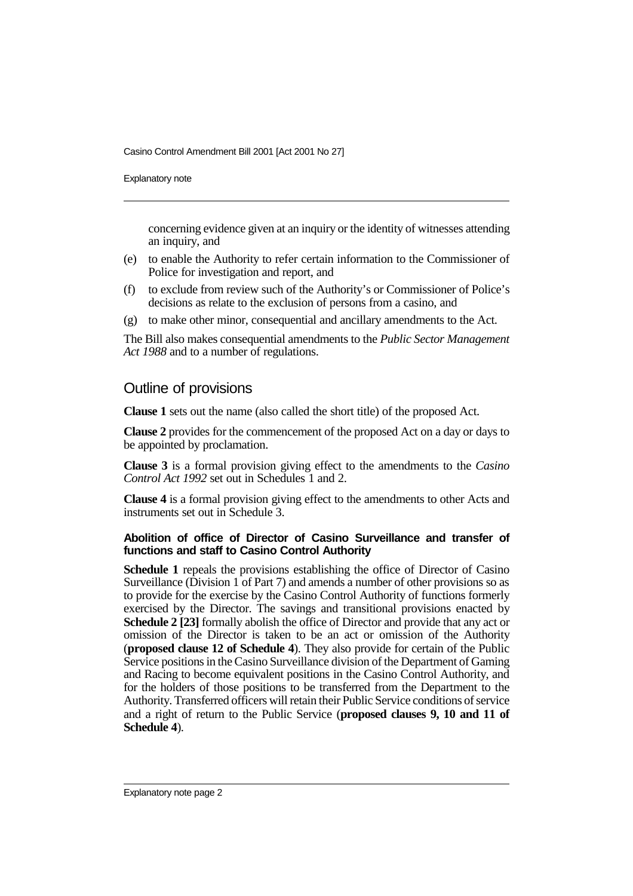concerning evidence given at an inquiry or the identity of witnesses attending an inquiry, and

(e) to enable the Authority to refer certain information to the Commissioner of Police for investigation and report, and

(f) to exclude from review such of the Authority's or Commissioner of Police's decisions as relate to the exclusion of persons from a casino, and

(g) to make other minor, consequential and ancillary amendments to the Act.

The Bill also makes consequential amendments to the *Public Sector Management Act 1988* and to a number of regulations.

## Outline of provisions

**Clause 1** sets out the name (also called the short title) of the proposed Act.

**Clause 2** provides for the commencement of the proposed Act on a day or days to be appointed by proclamation.

**Clause 3** is a formal provision giving effect to the amendments to the *Casino Control Act 1992* set out in Schedules 1 and 2.

**Clause 4** is a formal provision giving effect to the amendments to other Acts and instruments set out in Schedule 3.

#### Abolition of office of Director of Casino Surveillance and transfer of functions and staff to Casino Control Authority

**Schedule 1** repeals the provisions establishing the office of Director of Casino Surveillance (Division 1 of Part 7) and amends a number of other provisions so as to provide for the exercise by the Casino Control Authority of functions formerly exercised by the Director. The savings and transitional provisions enacted by **Schedule 2 [23]** formally abolish the office of Director and provide that any act or omission of the Director is taken to be an act or omission of the Authority (**proposed clause 12 of Schedule 4**). They also provide for certain of the Public Service positions in the Casino Surveillance division of the Department of Gaming and Racing to become equivalent positions in the Casino Control Authority, and for the holders of those positions to be transferred from the Department to the Authority. Transferred officers will retain their Public Service conditions of service and a right of return to the Public Service (**proposed clauses 9, 10 and 11 of Schedule 4**).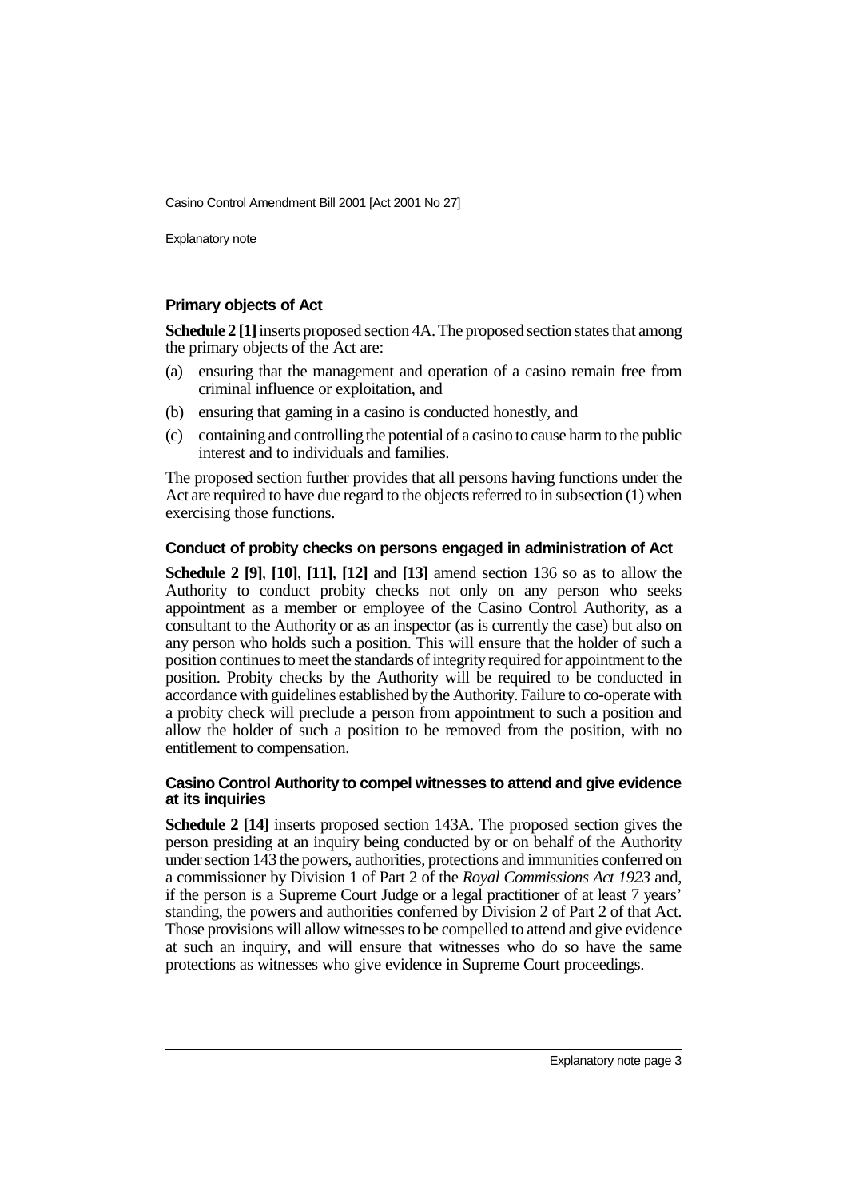### Primary objects of Act

**Schedule 2 [1]** inserts proposed section 4A. The proposed section states that among the primary objects of the Act are:

(a) ensuring that the management and operation of a casino remain free from criminal influence or exploitation, and

(b) ensuring that gaming in a casino is conducted honestly, and

(c) containing and controlling the potential of a casino to cause harm to the public interest and to individuals and families.

The proposed section further provides that all persons having functions under the Act are required to have due regard to the objects referred to in subsection (1) when exercising those functions.

### Conduct of probity checks on persons engaged in administration of Act

**Schedule 2 [9]**, **[10]**, **[11]**, **[12]** and **[13]** amend section 136 so as to allow the Authority to conduct probity checks not only on any person who seeks appointment as a member or employee of the Casino Control Authority, as a consultant to the Authority or as an inspector (as is currently the case) but also on any person who holds such a position. This will ensure that the holder of such a position continues to meet the standards of integrity required for appointment to the position. Probity checks by the Authority will be required to be conducted in accordance with guidelines established by the Authority. Failure to co-operate with a probity check will preclude a person from appointment to such a position and allow the holder of such a position to be removed from the position, with no entitlement to compensation.

### Casino Control Authority to compel witnesses to attend and give evidence at its inquiries

**Schedule 2 [14]** inserts proposed section 143A. The proposed section gives the person presiding at an inquiry being conducted by or on behalf of the Authority under section 143 the powers, authorities, protections and immunities conferred on a commissioner by Division 1 of Part 2 of the *Royal Commissions Act 1923* and, if the person is a Supreme Court Judge or a legal practitioner of at least 7 years' standing, the powers and authorities conferred by Division 2 of Part 2 of that Act. Those provisions will allow witnesses to be compelled to attend and give evidence at such an inquiry, and will ensure that witnesses who do so have the same protections as witnesses who give evidence in Supreme Court proceedings.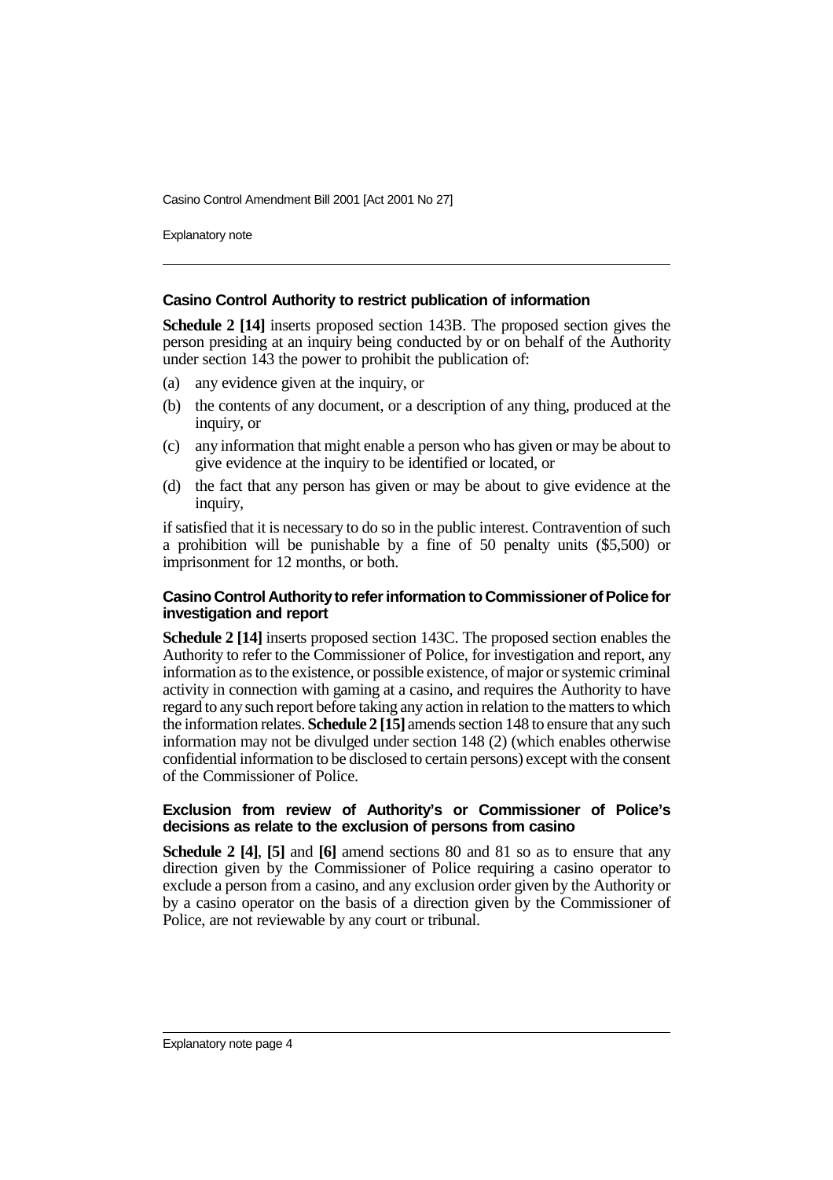### Casino Control Authority to restrict publication of information

**Schedule 2 [14]** inserts proposed section 143B. The proposed section gives the person presiding at an inquiry being conducted by or on behalf of the Authority under section 143 the power to prohibit the publication of:

(a) any evidence given at the inquiry, or

(b) the contents of any document, or a description of any thing, produced at the inquiry, or

(c) any information that might enable a person who has given or may be about to give evidence at the inquiry to be identified or located, or

(d) the fact that any person has given or may be about to give evidence at the inquiry,

if satisfied that it is necessary to do so in the public interest. Contravention of such a prohibition will be punishable by a fine of 50 penalty units ($5,500) or imprisonment for 12 months, or both.

### Casino Control Authority to refer information to Commissioner of Police for investigation and report

**Schedule 2 [14]** inserts proposed section 143C. The proposed section enables the Authority to refer to the Commissioner of Police, for investigation and report, any information as to the existence, or possible existence, of major or systemic criminal activity in connection with gaming at a casino, and requires the Authority to have regard to any such report before taking any action in relation to the matters to which the information relates. **Schedule 2 [15]** amends section 148 to ensure that any such information may not be divulged under section 148 (2) (which enables otherwise confidential information to be disclosed to certain persons) except with the consent of the Commissioner of Police.

### Exclusion from review of Authority's or Commissioner of Police's decisions as relate to the exclusion of persons from casino

**Schedule 2 [4]**, **[5]** and **[6]** amend sections 80 and 81 so as to ensure that any direction given by the Commissioner of Police requiring a casino operator to exclude a person from a casino, and any exclusion order given by the Authority or by a casino operator on the basis of a direction given by the Commissioner of Police, are not reviewable by any court or tribunal.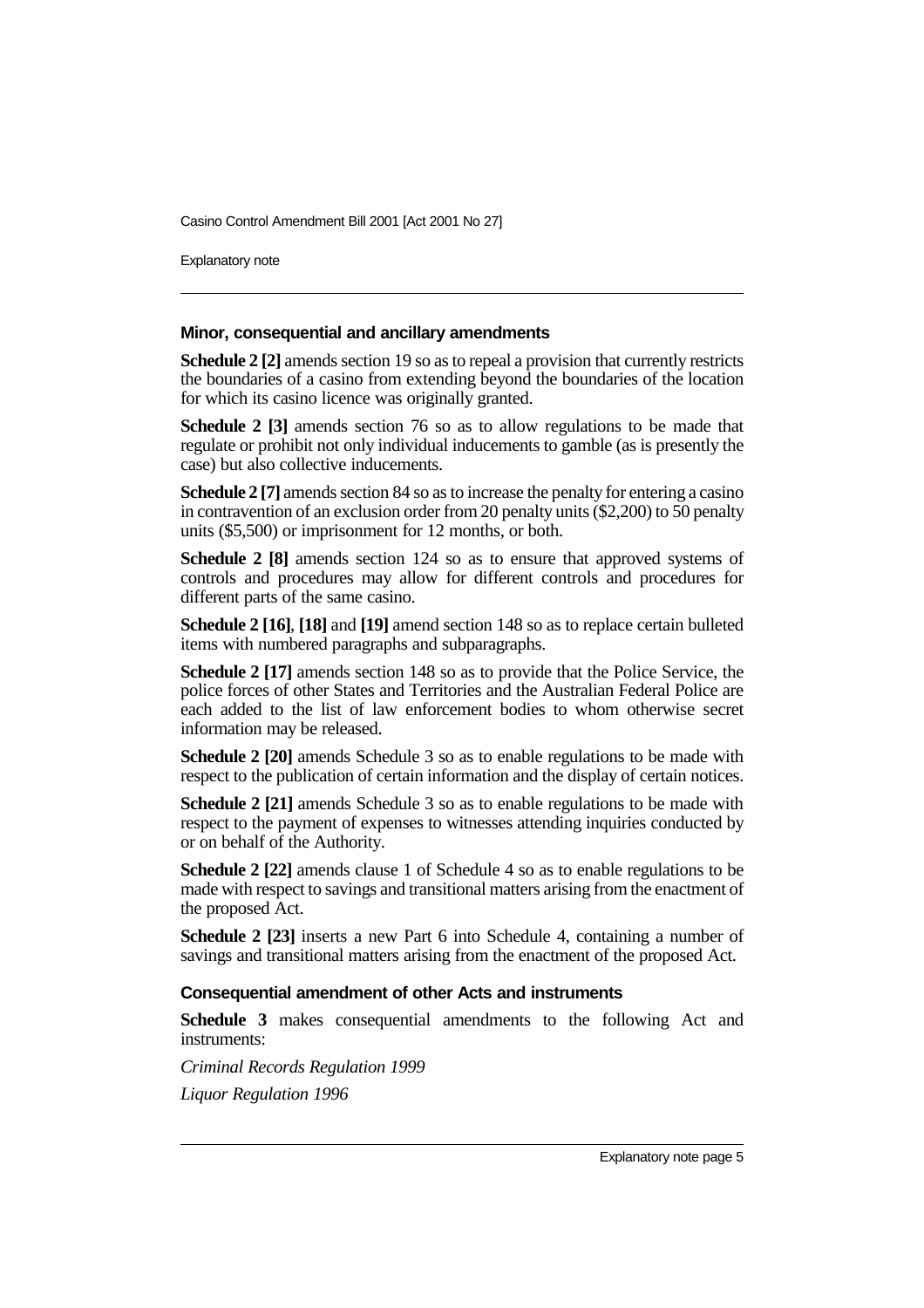### Minor, consequential and ancillary amendments

**Schedule 2 [2]** amends section 19 so as to repeal a provision that currently restricts the boundaries of a casino from extending beyond the boundaries of the location for which its casino licence was originally granted.

**Schedule 2 [3]** amends section 76 so as to allow regulations to be made that regulate or prohibit not only individual inducements to gamble (as is presently the case) but also collective inducements.

**Schedule 2 [7]** amends section 84 so as to increase the penalty for entering a casino in contravention of an exclusion order from 20 penalty units ($2,200) to 50 penalty units ($5,500) or imprisonment for 12 months, or both.

**Schedule 2 [8]** amends section 124 so as to ensure that approved systems of controls and procedures may allow for different controls and procedures for different parts of the same casino.

**Schedule 2 [16]**, **[18]** and **[19]** amend section 148 so as to replace certain bulleted items with numbered paragraphs and subparagraphs.

**Schedule 2 [17]** amends section 148 so as to provide that the Police Service, the police forces of other States and Territories and the Australian Federal Police are each added to the list of law enforcement bodies to whom otherwise secret information may be released.

**Schedule 2 [20]** amends Schedule 3 so as to enable regulations to be made with respect to the publication of certain information and the display of certain notices.

**Schedule 2 [21]** amends Schedule 3 so as to enable regulations to be made with respect to the payment of expenses to witnesses attending inquiries conducted by or on behalf of the Authority.

**Schedule 2 [22]** amends clause 1 of Schedule 4 so as to enable regulations to be made with respect to savings and transitional matters arising from the enactment of the proposed Act.

**Schedule 2 [23]** inserts a new Part 6 into Schedule 4, containing a number of savings and transitional matters arising from the enactment of the proposed Act.

### Consequential amendment of other Acts and instruments

**Schedule 3** makes consequential amendments to the following Act and instruments:

*Criminal Records Regulation 1999*

*Liquor Regulation 1996*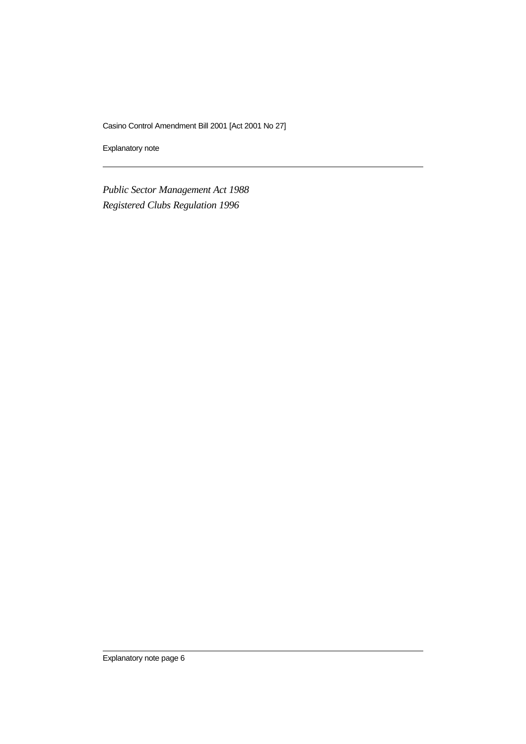*Public Sector Management Act 1988*
*Registered Clubs Regulation 1996*